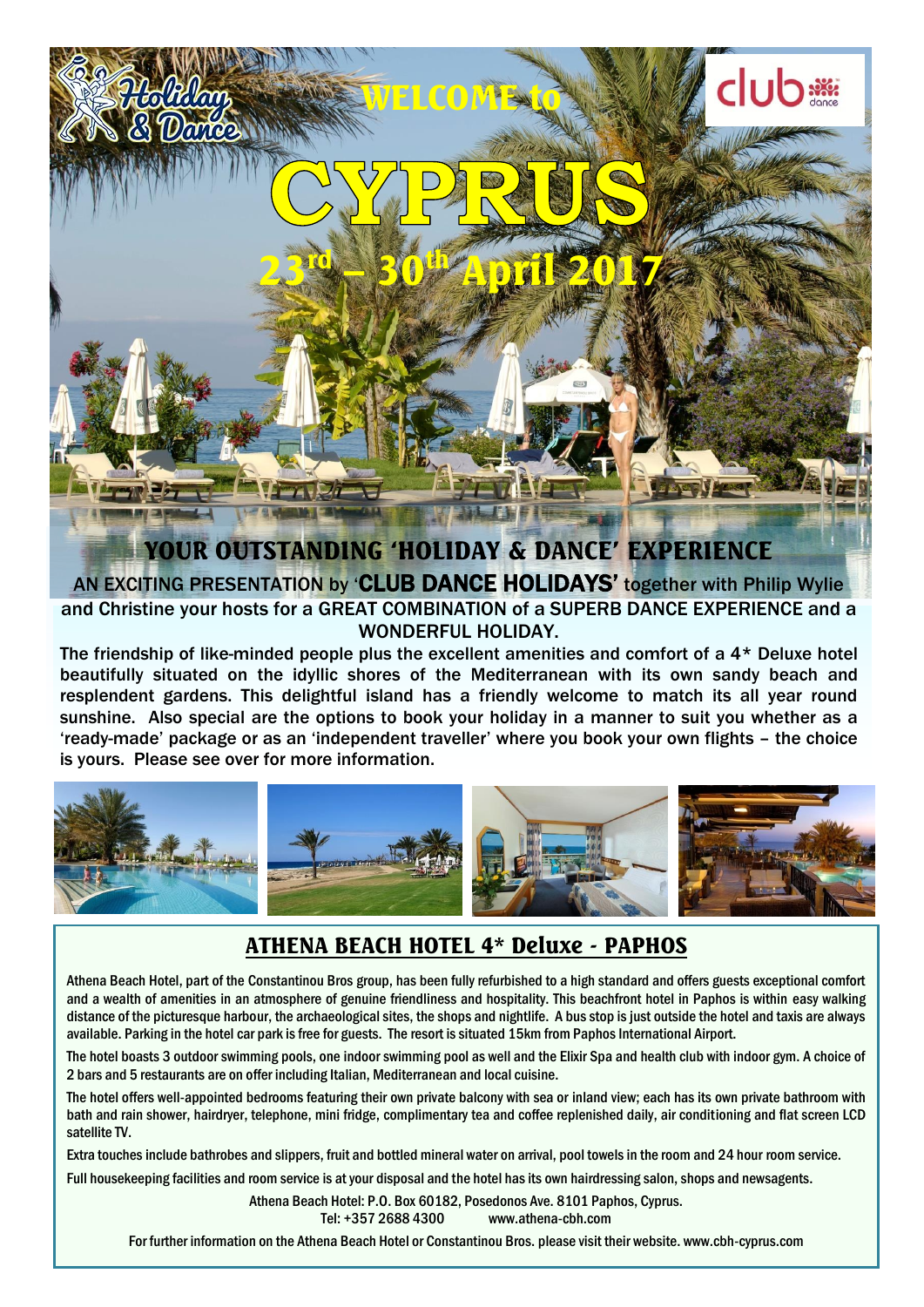# WELCOME to CYPRUS

## 23rd – 30th April 2017

## YOUR OUTSTANDING 'HOLIDAY & DANCE' EXPERIENCE

AN EXCITING PRESENTATION by '**CLUB DANCE HOLIDAYS'** together with Philip Wylie and Christine your hosts for a GREAT COMBINATION of a SUPERB DANCE EXPERIENCE and a WONDERFUL HOLIDAY.

The friendship of like-minded people plus the excellent amenities and comfort of a 4* Deluxe hotel beautifully situated on the idyllic shores of the Mediterranean with its own sandy beach and resplendent gardens. This delightful island has a friendly welcome to match its all year round sunshine. Also special are the options to book your holiday in a manner to suit you whether as a 'ready-made' package or as an 'independent traveller' where you book your own flights – the choice is yours. Please see over for more information.

## ATHENA BEACH HOTEL 4* Deluxe - PAPHOS

Athena Beach Hotel, part of the Constantinou Bros group, has been fully refurbished to a high standard and offers guests exceptional comfort and a wealth of amenities in an atmosphere of genuine friendliness and hospitality. This beachfront hotel in Paphos is within easy walking distance of the picturesque harbour, the archaeological sites, the shops and nightlife. A bus stop is just outside the hotel and taxis are always available. Parking in the hotel car park is free for guests. The resort is situated 15km from Paphos International Airport.

The hotel boasts 3 outdoor swimming pools, one indoor swimming pool as well and the Elixir Spa and health club with indoor gym. A choice of 2 bars and 5 restaurants are on offer including Italian, Mediterranean and local cuisine.

The hotel offers well-appointed bedrooms featuring their own private balcony with sea or inland view; each has its own private bathroom with bath and rain shower, hairdryer, telephone, mini fridge, complimentary tea and coffee replenished daily, air conditioning and flat screen LCD satellite TV.

Extra touches include bathrobes and slippers, fruit and bottled mineral water on arrival, pool towels in the room and 24 hour room service.

Full housekeeping facilities and room service is at your disposal and the hotel has its own hairdressing salon, shops and newsagents.

Athena Beach Hotel: P.O. Box 60182, Posedonos Ave. 8101 Paphos, Cyprus.
Tel: +357 2688 4300 www.athena-cbh.com

For further information on the Athena Beach Hotel or Constantinou Bros. please visit their website. www.cbh-cyprus.com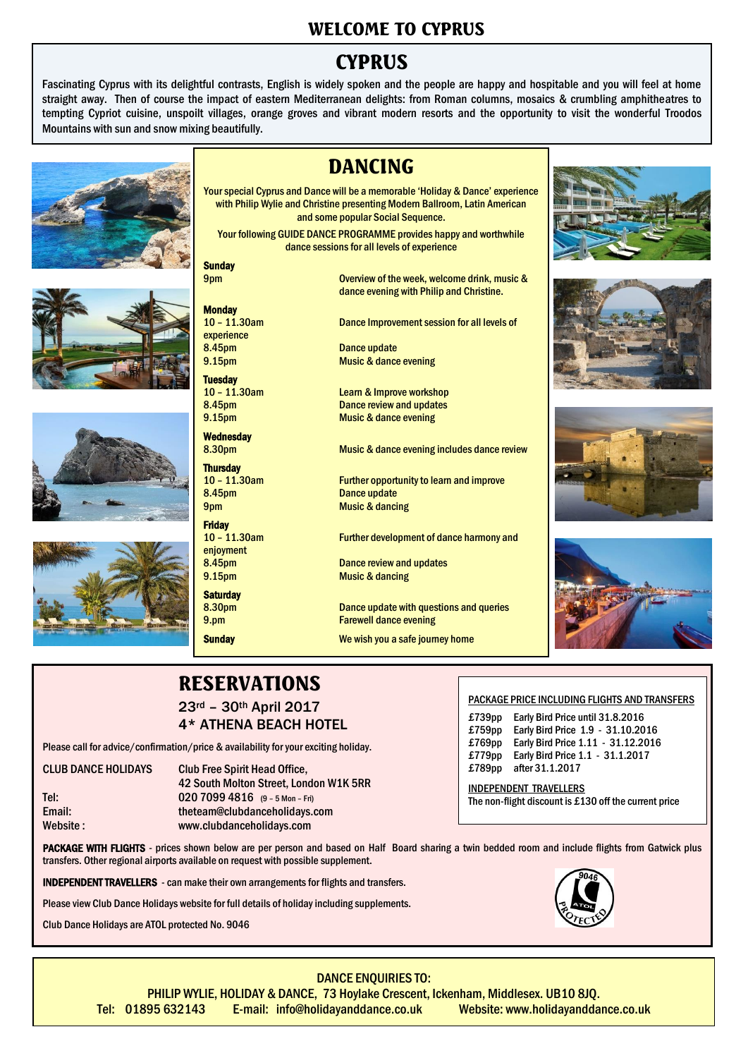# WELCOME TO CYPRUS

## CYPRUS

Fascinating Cyprus with its delightful contrasts, English is widely spoken and the people are happy and hospitable and you will feel at home straight away. Then of course the impact of eastern Mediterranean delights: from Roman columns, mosaics & crumbling amphitheatres to tempting Cypriot cuisine, unspoilt villages, orange groves and vibrant modern resorts and the opportunity to visit the wonderful Troodos Mountains with sun and snow mixing beautifully.

## DANCING

Your special Cyprus and Dance will be a memorable 'Holiday & Dance' experience with Philip Wylie and Christine presenting Modern Ballroom, Latin American and some popular Social Sequence.

Your following GUIDE DANCE PROGRAMME provides happy and worthwhile dance sessions for all levels of experience

**Sunday**
9pm — Overview of the week, welcome drink, music & dance evening with Philip and Christine.

**Monday**
10 – 11.30am — Dance Improvement session for all levels of experience
8.45pm — Dance update
9.15pm — Music & dance evening

**Tuesday**
10 – 11.30am — Learn & Improve workshop
8.45pm — Dance review and updates
9.15pm — Music & dance evening

**Wednesday**
8.30pm — Music & dance evening includes dance review

**Thursday**
10 – 11.30am — Further opportunity to learn and improve
8.45pm — Dance update
9pm — Music & dancing

**Friday**
10 – 11.30am — Further development of dance harmony and enjoyment
8.45pm — Dance review and updates
9.15pm — Music & dancing

**Saturday**
8.30pm — Dance update with questions and queries
9.pm — Farewell dance evening

**Sunday** — We wish you a safe journey home

## RESERVATIONS

23rd – 30th April 2017
4* ATHENA BEACH HOTEL

Please call for advice/confirmation/price & availability for your exciting holiday.

CLUB DANCE HOLIDAYS — Club Free Spirit Head Office, 42 South Molton Street, London W1K 5RR
Tel: 020 7099 4816 (9 – 5 Mon – Fri)
Email: theteam@clubdanceholidays.com
Website : www.clubdanceholidays.com

PACKAGE PRICE INCLUDING FLIGHTS AND TRANSFERS

£739pp Early Bird Price until 31.8.2016
£759pp Early Bird Price 1.9 - 31.10.2016
£769pp Early Bird Price 1.11 - 31.12.2016
£779pp Early Bird Price 1.1 - 31.1.2017
£789pp after 31.1.2017

INDEPENDENT TRAVELLERS
The non-flight discount is £130 off the current price

**PACKAGE WITH FLIGHTS** - prices shown below are per person and based on Half Board sharing a twin bedded room and include flights from Gatwick plus transfers. Other regional airports available on request with possible supplement.

**INDEPENDENT TRAVELLERS** - can make their own arrangements for flights and transfers.

Please view Club Dance Holidays website for full details of holiday including supplements.

Club Dance Holidays are ATOL protected No. 9046

DANCE ENQUIRIES TO:
PHILIP WYLIE, HOLIDAY & DANCE, 73 Hoylake Crescent, Ickenham, Middlesex. UB10 8JQ.
Tel: 01895 632143 E-mail: info@holidayanddance.co.uk Website: www.holidayanddance.co.uk